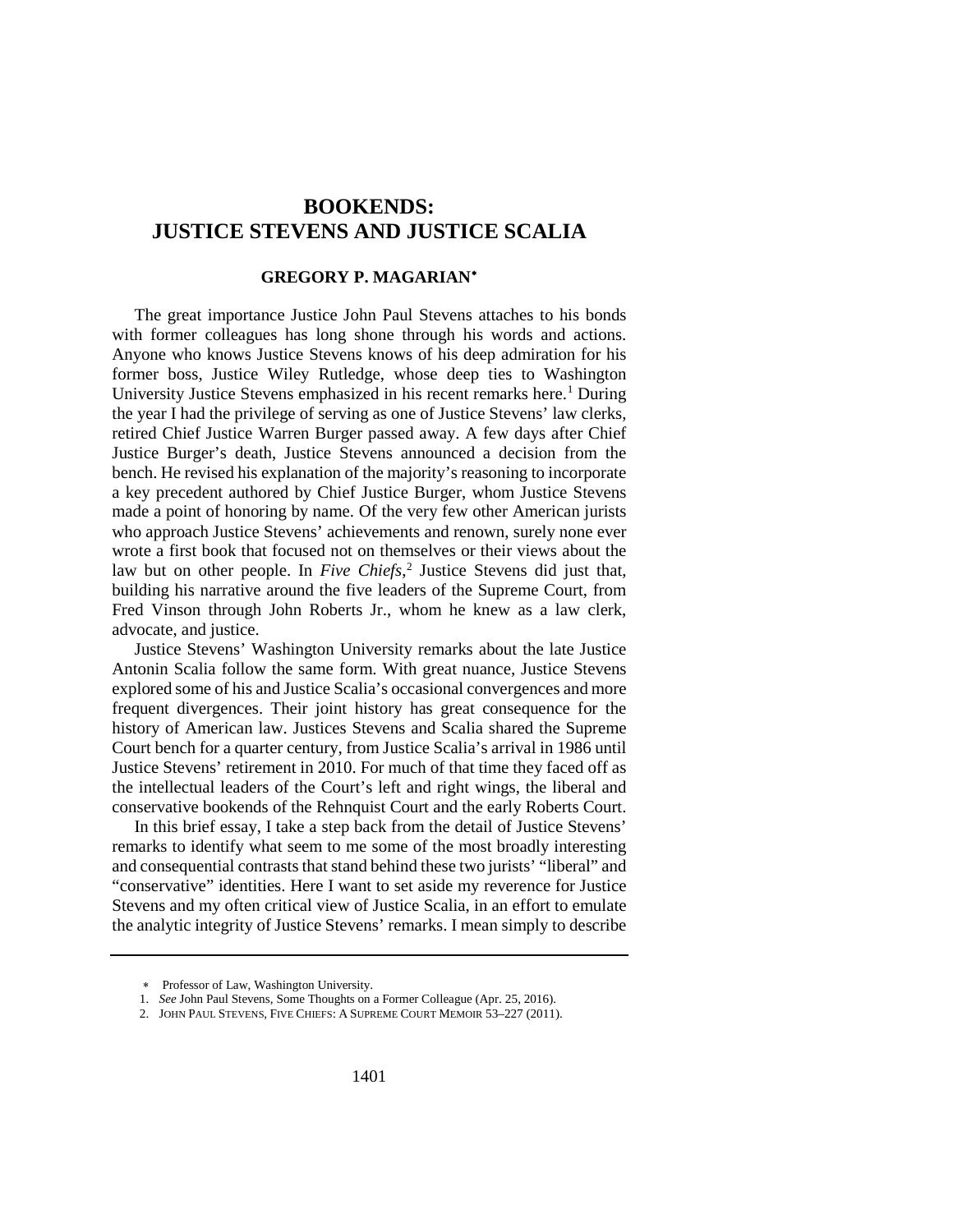# BOOKENDS: JUSTICE STEVENS AND JUSTICE SCALIA

**GREGORY P. MAGARIAN***

The great importance Justice John Paul Stevens attaches to his bonds with former colleagues has long shone through his words and actions. Anyone who knows Justice Stevens knows of his deep admiration for his former boss, Justice Wiley Rutledge, whose deep ties to Washington University Justice Stevens emphasized in his recent remarks here.[1] During the year I had the privilege of serving as one of Justice Stevens' law clerks, retired Chief Justice Warren Burger passed away. A few days after Chief Justice Burger's death, Justice Stevens announced a decision from the bench. He revised his explanation of the majority's reasoning to incorporate a key precedent authored by Chief Justice Burger, whom Justice Stevens made a point of honoring by name. Of the very few other American jurists who approach Justice Stevens' achievements and renown, surely none ever wrote a first book that focused not on themselves or their views about the law but on other people. In *Five Chiefs*,[2] Justice Stevens did just that, building his narrative around the five leaders of the Supreme Court, from Fred Vinson through John Roberts Jr., whom he knew as a law clerk, advocate, and justice.

Justice Stevens' Washington University remarks about the late Justice Antonin Scalia follow the same form. With great nuance, Justice Stevens explored some of his and Justice Scalia's occasional convergences and more frequent divergences. Their joint history has great consequence for the history of American law. Justices Stevens and Scalia shared the Supreme Court bench for a quarter century, from Justice Scalia's arrival in 1986 until Justice Stevens' retirement in 2010. For much of that time they faced off as the intellectual leaders of the Court's left and right wings, the liberal and conservative bookends of the Rehnquist Court and the early Roberts Court.

In this brief essay, I take a step back from the detail of Justice Stevens' remarks to identify what seem to me some of the most broadly interesting and consequential contrasts that stand behind these two jurists' "liberal" and "conservative" identities. Here I want to set aside my reverence for Justice Stevens and my often critical view of Justice Scalia, in an effort to emulate the analytic integrity of Justice Stevens' remarks. I mean simply to describe

---

* Professor of Law, Washington University.

1. *See* John Paul Stevens, Some Thoughts on a Former Colleague (Apr. 25, 2016).

2. JOHN PAUL STEVENS, FIVE CHIEFS: A SUPREME COURT MEMOIR 53–227 (2011).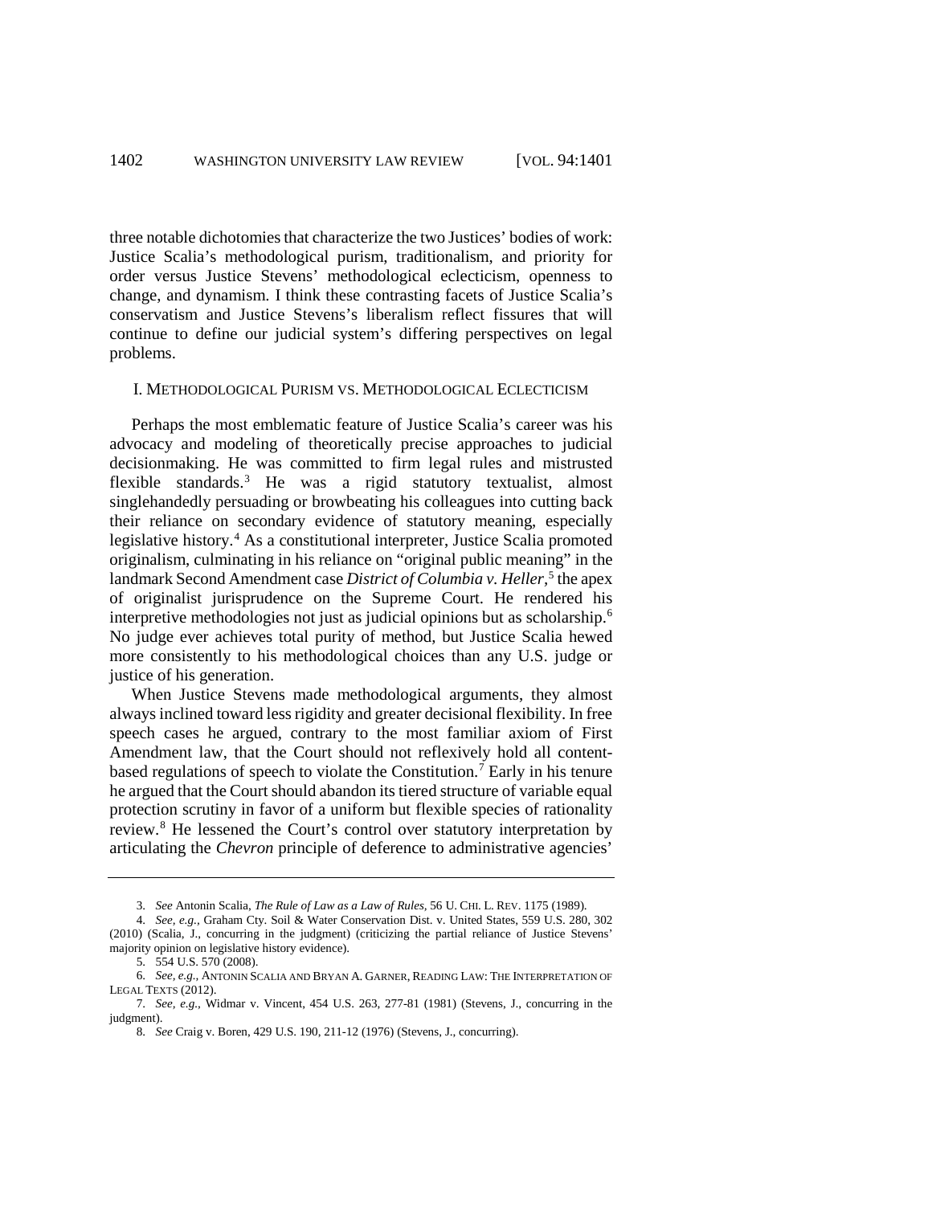three notable dichotomies that characterize the two Justices' bodies of work: Justice Scalia's methodological purism, traditionalism, and priority for order versus Justice Stevens' methodological eclecticism, openness to change, and dynamism. I think these contrasting facets of Justice Scalia's conservatism and Justice Stevens's liberalism reflect fissures that will continue to define our judicial system's differing perspectives on legal problems.

## I. METHODOLOGICAL PURISM VS. METHODOLOGICAL ECLECTICISM

Perhaps the most emblematic feature of Justice Scalia's career was his advocacy and modeling of theoretically precise approaches to judicial decisionmaking. He was committed to firm legal rules and mistrusted flexible standards.[3] He was a rigid statutory textualist, almost singlehandedly persuading or browbeating his colleagues into cutting back their reliance on secondary evidence of statutory meaning, especially legislative history.[4] As a constitutional interpreter, Justice Scalia promoted originalism, culminating in his reliance on "original public meaning" in the landmark Second Amendment case *District of Columbia v. Heller*,[5] the apex of originalist jurisprudence on the Supreme Court. He rendered his interpretive methodologies not just as judicial opinions but as scholarship.[6] No judge ever achieves total purity of method, but Justice Scalia hewed more consistently to his methodological choices than any U.S. judge or justice of his generation.

When Justice Stevens made methodological arguments, they almost always inclined toward less rigidity and greater decisional flexibility. In free speech cases he argued, contrary to the most familiar axiom of First Amendment law, that the Court should not reflexively hold all content-based regulations of speech to violate the Constitution.[7] Early in his tenure he argued that the Court should abandon its tiered structure of variable equal protection scrutiny in favor of a uniform but flexible species of rationality review.[8] He lessened the Court's control over statutory interpretation by articulating the *Chevron* principle of deference to administrative agencies'

---

3. *See* Antonin Scalia, *The Rule of Law as a Law of Rules*, 56 U. CHI. L. REV. 1175 (1989).

4. *See, e.g.*, Graham Cty. Soil & Water Conservation Dist. v. United States, 559 U.S. 280, 302 (2010) (Scalia, J., concurring in the judgment) (criticizing the partial reliance of Justice Stevens' majority opinion on legislative history evidence).

5. 554 U.S. 570 (2008).

6. *See, e.g.*, ANTONIN SCALIA AND BRYAN A. GARNER, READING LAW: THE INTERPRETATION OF LEGAL TEXTS (2012).

7. *See, e.g.*, Widmar v. Vincent, 454 U.S. 263, 277-81 (1981) (Stevens, J., concurring in the judgment).

8. *See* Craig v. Boren, 429 U.S. 190, 211-12 (1976) (Stevens, J., concurring).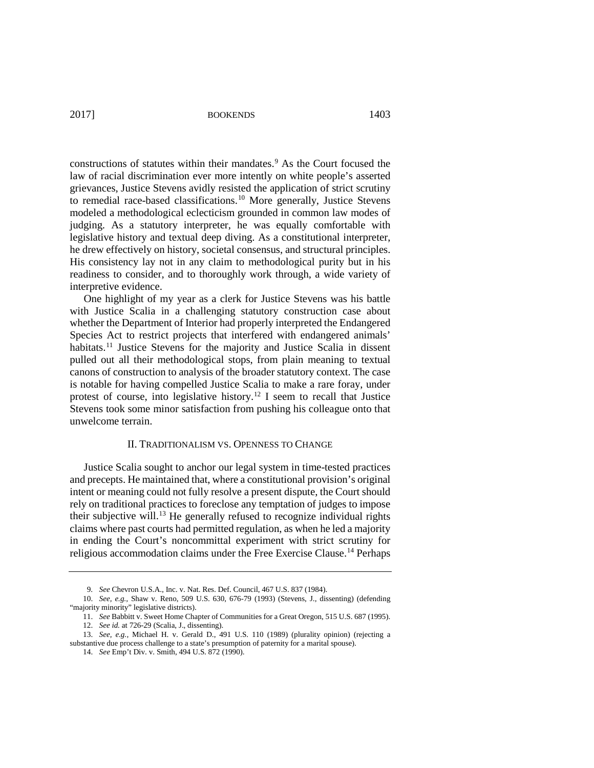constructions of statutes within their mandates.[9] As the Court focused the law of racial discrimination ever more intently on white people's asserted grievances, Justice Stevens avidly resisted the application of strict scrutiny to remedial race-based classifications.[10] More generally, Justice Stevens modeled a methodological eclecticism grounded in common law modes of judging. As a statutory interpreter, he was equally comfortable with legislative history and textual deep diving. As a constitutional interpreter, he drew effectively on history, societal consensus, and structural principles. His consistency lay not in any claim to methodological purity but in his readiness to consider, and to thoroughly work through, a wide variety of interpretive evidence.

One highlight of my year as a clerk for Justice Stevens was his battle with Justice Scalia in a challenging statutory construction case about whether the Department of Interior had properly interpreted the Endangered Species Act to restrict projects that interfered with endangered animals' habitats.[11] Justice Stevens for the majority and Justice Scalia in dissent pulled out all their methodological stops, from plain meaning to textual canons of construction to analysis of the broader statutory context. The case is notable for having compelled Justice Scalia to make a rare foray, under protest of course, into legislative history.[12] I seem to recall that Justice Stevens took some minor satisfaction from pushing his colleague onto that unwelcome terrain.

## II. TRADITIONALISM VS. OPENNESS TO CHANGE

Justice Scalia sought to anchor our legal system in time-tested practices and precepts. He maintained that, where a constitutional provision's original intent or meaning could not fully resolve a present dispute, the Court should rely on traditional practices to foreclose any temptation of judges to impose their subjective will.[13] He generally refused to recognize individual rights claims where past courts had permitted regulation, as when he led a majority in ending the Court's noncommittal experiment with strict scrutiny for religious accommodation claims under the Free Exercise Clause.[14] Perhaps

---

9. *See* Chevron U.S.A., Inc. v. Nat. Res. Def. Council, 467 U.S. 837 (1984).

10. *See, e.g.*, Shaw v. Reno, 509 U.S. 630, 676-79 (1993) (Stevens, J., dissenting) (defending "majority minority" legislative districts).

11. *See* Babbitt v. Sweet Home Chapter of Communities for a Great Oregon, 515 U.S. 687 (1995).

12. *See id.* at 726-29 (Scalia, J., dissenting).

13. *See, e.g.*, Michael H. v. Gerald D., 491 U.S. 110 (1989) (plurality opinion) (rejecting a substantive due process challenge to a state's presumption of paternity for a marital spouse).

14. *See* Emp't Div. v. Smith, 494 U.S. 872 (1990).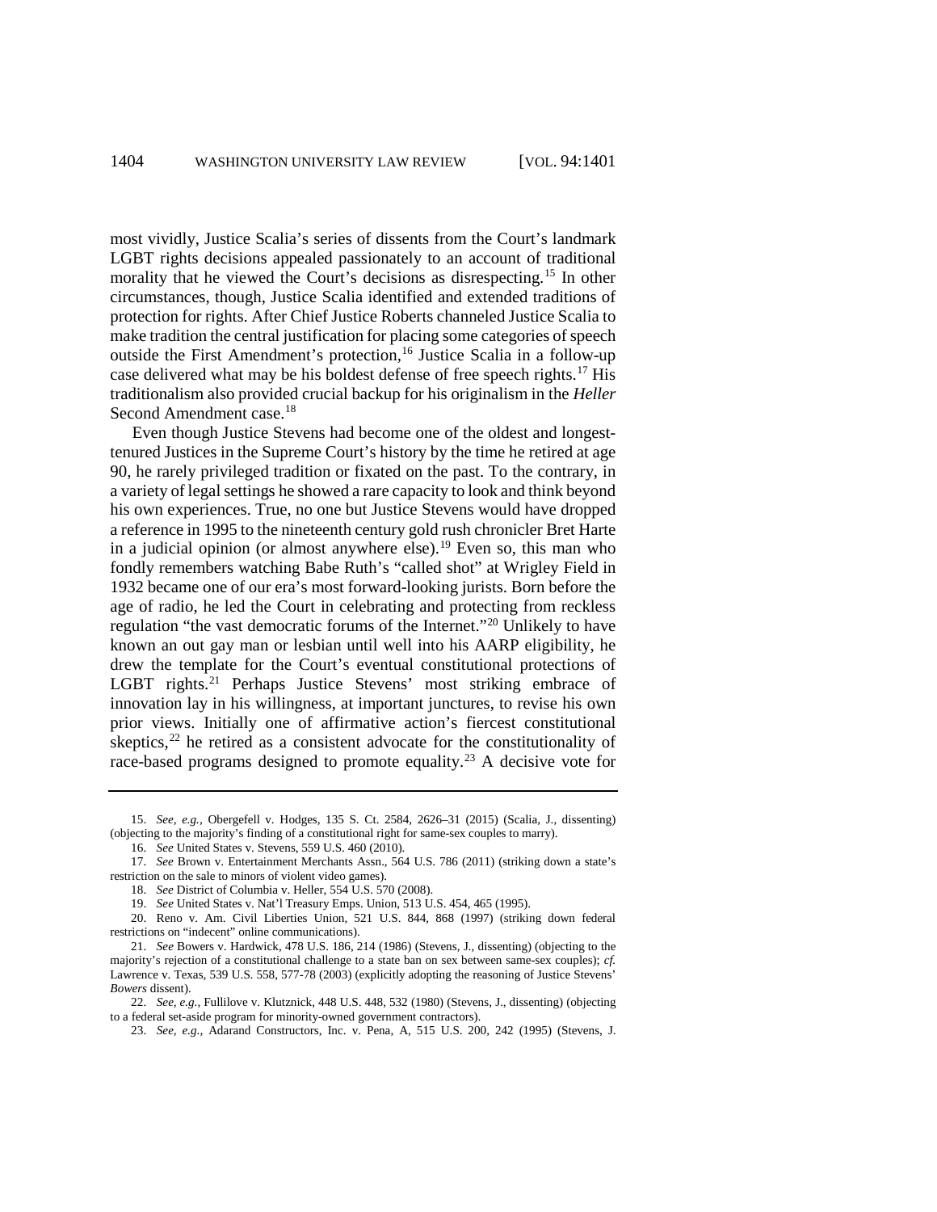most vividly, Justice Scalia's series of dissents from the Court's landmark LGBT rights decisions appealed passionately to an account of traditional morality that he viewed the Court's decisions as disrespecting.[15] In other circumstances, though, Justice Scalia identified and extended traditions of protection for rights. After Chief Justice Roberts channeled Justice Scalia to make tradition the central justification for placing some categories of speech outside the First Amendment's protection,[16] Justice Scalia in a follow-up case delivered what may be his boldest defense of free speech rights.[17] His traditionalism also provided crucial backup for his originalism in the *Heller* Second Amendment case.[18]

Even though Justice Stevens had become one of the oldest and longest-tenured Justices in the Supreme Court's history by the time he retired at age 90, he rarely privileged tradition or fixated on the past. To the contrary, in a variety of legal settings he showed a rare capacity to look and think beyond his own experiences. True, no one but Justice Stevens would have dropped a reference in 1995 to the nineteenth century gold rush chronicler Bret Harte in a judicial opinion (or almost anywhere else).[19] Even so, this man who fondly remembers watching Babe Ruth's "called shot" at Wrigley Field in 1932 became one of our era's most forward-looking jurists. Born before the age of radio, he led the Court in celebrating and protecting from reckless regulation "the vast democratic forums of the Internet."[20] Unlikely to have known an out gay man or lesbian until well into his AARP eligibility, he drew the template for the Court's eventual constitutional protections of LGBT rights.[21] Perhaps Justice Stevens' most striking embrace of innovation lay in his willingness, at important junctures, to revise his own prior views. Initially one of affirmative action's fiercest constitutional skeptics,[22] he retired as a consistent advocate for the constitutionality of race-based programs designed to promote equality.[23] A decisive vote for

---

15. *See, e.g.*, Obergefell v. Hodges, 135 S. Ct. 2584, 2626–31 (2015) (Scalia, J., dissenting) (objecting to the majority's finding of a constitutional right for same-sex couples to marry).

16. *See* United States v. Stevens, 559 U.S. 460 (2010).

17. *See* Brown v. Entertainment Merchants Assn., 564 U.S. 786 (2011) (striking down a state's restriction on the sale to minors of violent video games).

18. *See* District of Columbia v. Heller, 554 U.S. 570 (2008).

19. *See* United States v. Nat'l Treasury Emps. Union, 513 U.S. 454, 465 (1995).

20. Reno v. Am. Civil Liberties Union, 521 U.S. 844, 868 (1997) (striking down federal restrictions on "indecent" online communications).

21. *See* Bowers v. Hardwick, 478 U.S. 186, 214 (1986) (Stevens, J., dissenting) (objecting to the majority's rejection of a constitutional challenge to a state ban on sex between same-sex couples); *cf.* Lawrence v. Texas, 539 U.S. 558, 577-78 (2003) (explicitly adopting the reasoning of Justice Stevens' *Bowers* dissent).

22. *See, e.g.*, Fullilove v. Klutznick, 448 U.S. 448, 532 (1980) (Stevens, J., dissenting) (objecting to a federal set-aside program for minority-owned government contractors).

23. *See, e.g.*, Adarand Constructors, Inc. v. Pena, A, 515 U.S. 200, 242 (1995) (Stevens, J.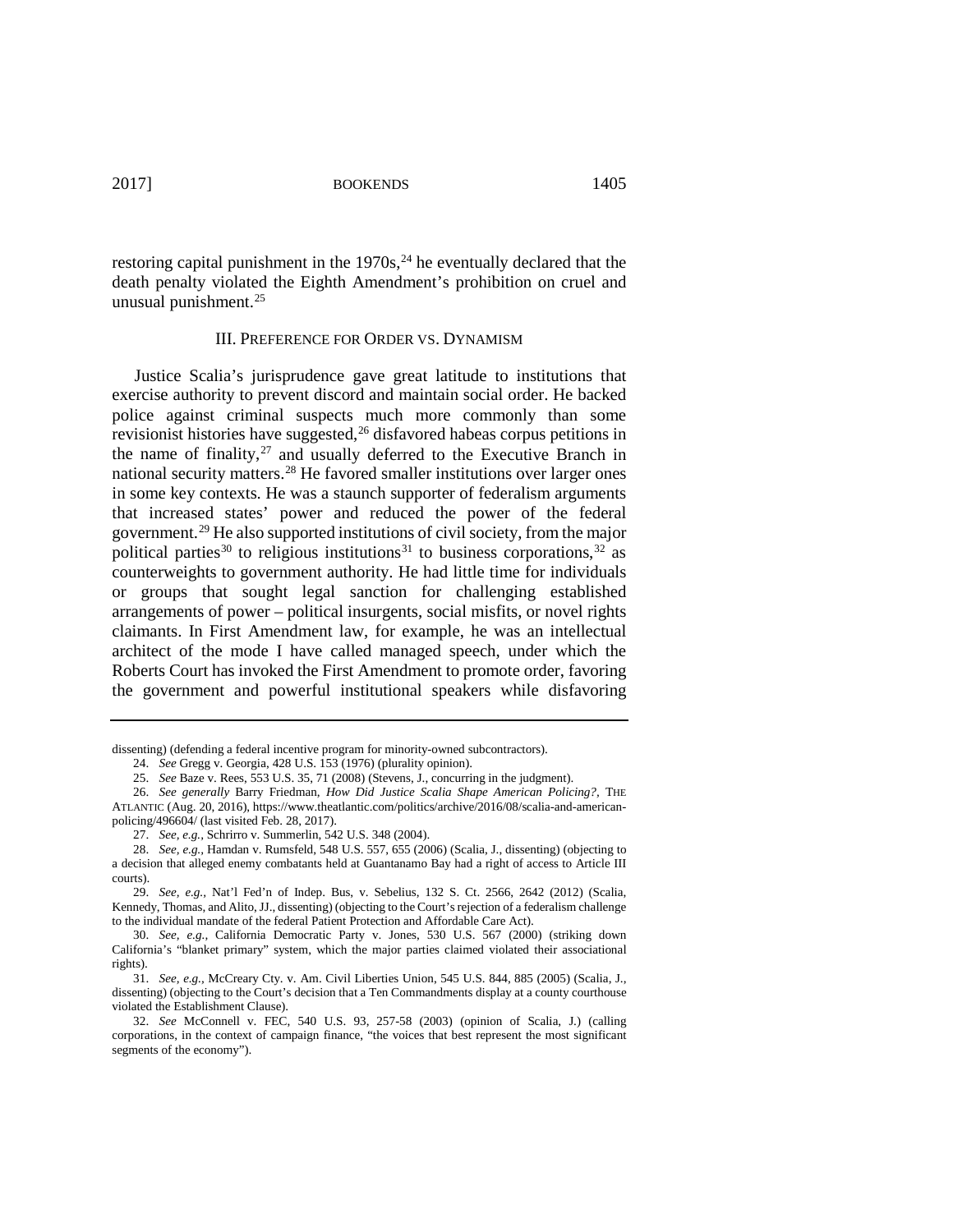restoring capital punishment in the 1970s,[24] he eventually declared that the death penalty violated the Eighth Amendment's prohibition on cruel and unusual punishment.[25]

## III. PREFERENCE FOR ORDER VS. DYNAMISM

Justice Scalia's jurisprudence gave great latitude to institutions that exercise authority to prevent discord and maintain social order. He backed police against criminal suspects much more commonly than some revisionist histories have suggested,[26] disfavored habeas corpus petitions in the name of finality,[27] and usually deferred to the Executive Branch in national security matters.[28] He favored smaller institutions over larger ones in some key contexts. He was a staunch supporter of federalism arguments that increased states' power and reduced the power of the federal government.[29] He also supported institutions of civil society, from the major political parties[30] to religious institutions[31] to business corporations,[32] as counterweights to government authority. He had little time for individuals or groups that sought legal sanction for challenging established arrangements of power – political insurgents, social misfits, or novel rights claimants. In First Amendment law, for example, he was an intellectual architect of the mode I have called managed speech, under which the Roberts Court has invoked the First Amendment to promote order, favoring the government and powerful institutional speakers while disfavoring

---

dissenting) (defending a federal incentive program for minority-owned subcontractors).

24. *See* Gregg v. Georgia, 428 U.S. 153 (1976) (plurality opinion).

25. *See* Baze v. Rees, 553 U.S. 35, 71 (2008) (Stevens, J., concurring in the judgment).

26. *See generally* Barry Friedman, *How Did Justice Scalia Shape American Policing?*, THE ATLANTIC (Aug. 20, 2016), https://www.theatlantic.com/politics/archive/2016/08/scalia-and-american-policing/496604/ (last visited Feb. 28, 2017).

27. *See, e.g.*, Schrirro v. Summerlin, 542 U.S. 348 (2004).

28. *See, e.g.*, Hamdan v. Rumsfeld, 548 U.S. 557, 655 (2006) (Scalia, J., dissenting) (objecting to a decision that alleged enemy combatants held at Guantanamo Bay had a right of access to Article III courts).

29. *See, e.g.*, Nat'l Fed'n of Indep. Bus, v. Sebelius, 132 S. Ct. 2566, 2642 (2012) (Scalia, Kennedy, Thomas, and Alito, JJ., dissenting) (objecting to the Court's rejection of a federalism challenge to the individual mandate of the federal Patient Protection and Affordable Care Act).

30. *See, e.g.*, California Democratic Party v. Jones, 530 U.S. 567 (2000) (striking down California's "blanket primary" system, which the major parties claimed violated their associational rights).

31. *See, e.g.*, McCreary Cty. v. Am. Civil Liberties Union, 545 U.S. 844, 885 (2005) (Scalia, J., dissenting) (objecting to the Court's decision that a Ten Commandments display at a county courthouse violated the Establishment Clause).

32. *See* McConnell v. FEC, 540 U.S. 93, 257-58 (2003) (opinion of Scalia, J.) (calling corporations, in the context of campaign finance, "the voices that best represent the most significant segments of the economy").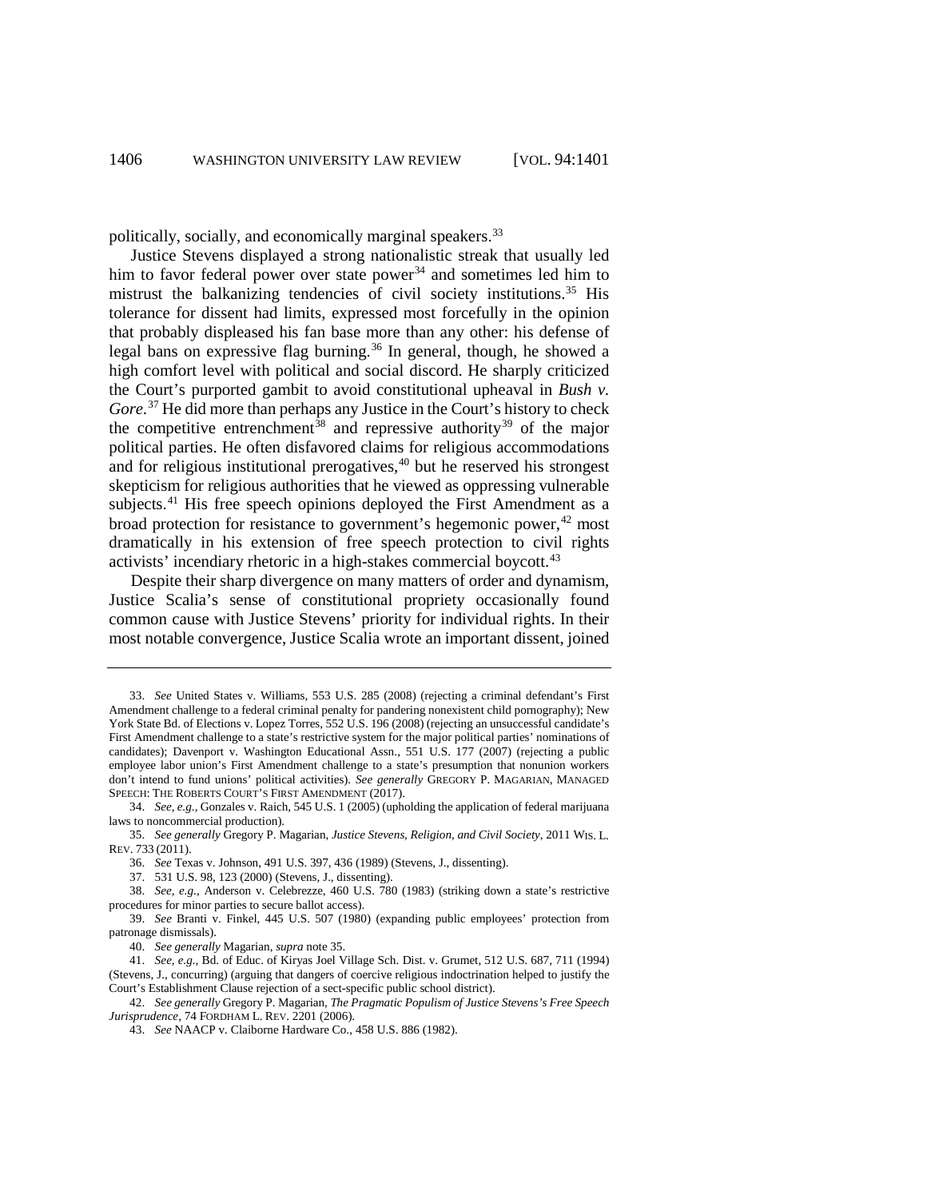politically, socially, and economically marginal speakers.[33]

Justice Stevens displayed a strong nationalistic streak that usually led him to favor federal power over state power[34] and sometimes led him to mistrust the balkanizing tendencies of civil society institutions.[35] His tolerance for dissent had limits, expressed most forcefully in the opinion that probably displeased his fan base more than any other: his defense of legal bans on expressive flag burning.[36] In general, though, he showed a high comfort level with political and social discord. He sharply criticized the Court's purported gambit to avoid constitutional upheaval in *Bush v. Gore*.[37] He did more than perhaps any Justice in the Court's history to check the competitive entrenchment[38] and repressive authority[39] of the major political parties. He often disfavored claims for religious accommodations and for religious institutional prerogatives,[40] but he reserved his strongest skepticism for religious authorities that he viewed as oppressing vulnerable subjects.[41] His free speech opinions deployed the First Amendment as a broad protection for resistance to government's hegemonic power,[42] most dramatically in his extension of free speech protection to civil rights activists' incendiary rhetoric in a high-stakes commercial boycott.[43]

Despite their sharp divergence on many matters of order and dynamism, Justice Scalia's sense of constitutional propriety occasionally found common cause with Justice Stevens' priority for individual rights. In their most notable convergence, Justice Scalia wrote an important dissent, joined

---

33. *See* United States v. Williams, 553 U.S. 285 (2008) (rejecting a criminal defendant's First Amendment challenge to a federal criminal penalty for pandering nonexistent child pornography); New York State Bd. of Elections v. Lopez Torres, 552 U.S. 196 (2008) (rejecting an unsuccessful candidate's First Amendment challenge to a state's restrictive system for the major political parties' nominations of candidates); Davenport v. Washington Educational Assn., 551 U.S. 177 (2007) (rejecting a public employee labor union's First Amendment challenge to a state's presumption that nonunion workers don't intend to fund unions' political activities). *See generally* GREGORY P. MAGARIAN, MANAGED SPEECH: THE ROBERTS COURT'S FIRST AMENDMENT (2017).

34. *See, e.g.*, Gonzales v. Raich, 545 U.S. 1 (2005) (upholding the application of federal marijuana laws to noncommercial production).

35. *See generally* Gregory P. Magarian, *Justice Stevens, Religion, and Civil Society*, 2011 WIS. L. REV. 733 (2011).

36. *See* Texas v. Johnson, 491 U.S. 397, 436 (1989) (Stevens, J., dissenting).

37. 531 U.S. 98, 123 (2000) (Stevens, J., dissenting).

38. *See, e.g.*, Anderson v. Celebrezze, 460 U.S. 780 (1983) (striking down a state's restrictive procedures for minor parties to secure ballot access).

39. *See* Branti v. Finkel, 445 U.S. 507 (1980) (expanding public employees' protection from patronage dismissals).

40. *See generally* Magarian, *supra* note 35.

41. *See, e.g.*, Bd. of Educ. of Kiryas Joel Village Sch. Dist. v. Grumet, 512 U.S. 687, 711 (1994) (Stevens, J., concurring) (arguing that dangers of coercive religious indoctrination helped to justify the Court's Establishment Clause rejection of a sect-specific public school district).

42. *See generally* Gregory P. Magarian, *The Pragmatic Populism of Justice Stevens's Free Speech Jurisprudence*, 74 FORDHAM L. REV. 2201 (2006).

43. *See* NAACP v. Claiborne Hardware Co., 458 U.S. 886 (1982).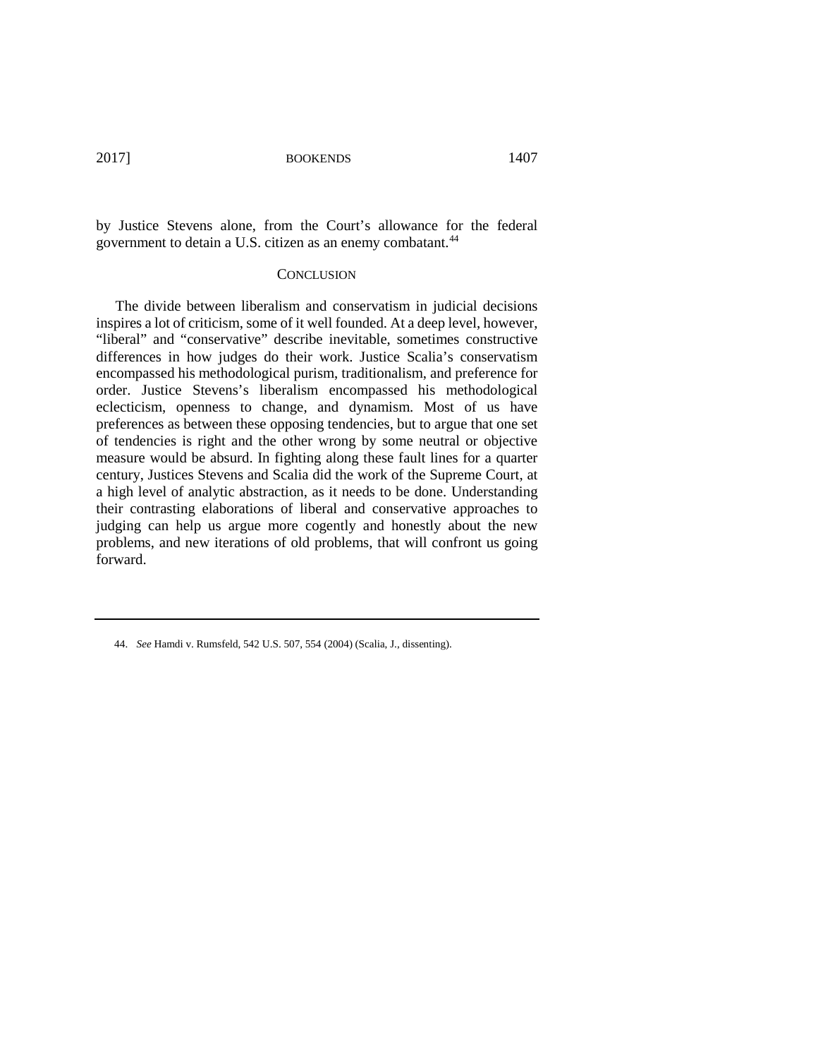by Justice Stevens alone, from the Court's allowance for the federal government to detain a U.S. citizen as an enemy combatant.[44]

## Conclusion

The divide between liberalism and conservatism in judicial decisions inspires a lot of criticism, some of it well founded. At a deep level, however, "liberal" and "conservative" describe inevitable, sometimes constructive differences in how judges do their work. Justice Scalia's conservatism encompassed his methodological purism, traditionalism, and preference for order. Justice Stevens's liberalism encompassed his methodological eclecticism, openness to change, and dynamism. Most of us have preferences as between these opposing tendencies, but to argue that one set of tendencies is right and the other wrong by some neutral or objective measure would be absurd. In fighting along these fault lines for a quarter century, Justices Stevens and Scalia did the work of the Supreme Court, at a high level of analytic abstraction, as it needs to be done. Understanding their contrasting elaborations of liberal and conservative approaches to judging can help us argue more cogently and honestly about the new problems, and new iterations of old problems, that will confront us going forward.

---

44. *See* Hamdi v. Rumsfeld, 542 U.S. 507, 554 (2004) (Scalia, J., dissenting).